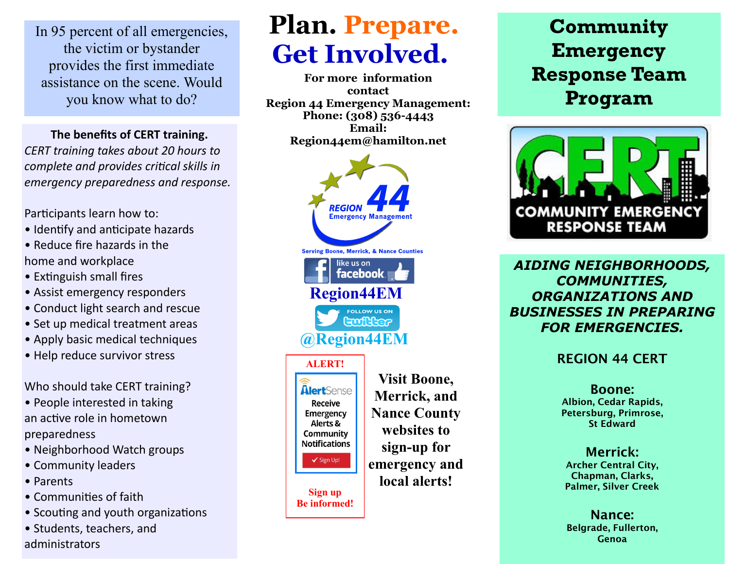In 95 percent of all emergencies, the victim or bystander provides the first immediate assistance on the scene. Would you know what to do?

**The benefits of CERT training.**

*CERT training takes about 20 hours to complete and provides critical skills in emergency preparedness and response.*

Participants learn how to:

- Identify and anticipate hazards
- Reduce fire hazards in the home and workplace
- Extinguish small fires
- Assist emergency responders
- Conduct light search and rescue
- Set up medical treatment areas
- Apply basic medical techniques
- Help reduce survivor stress

Who should take CERT training?

- People interested in taking an active role in hometown preparedness
- Neighborhood Watch groups
- Community leaders
- Parents
- Communities of faith
- Scouting and youth organizations
- Students, teachers, and administrators

# Plan. Prepare. Get Involved.

**For more information contact**
**Region 44 Emergency Management:**
**Phone: (308) 536-4443**
**Email:**
**Region44em@hamilton.net**

REGION 44 Emergency Management

Serving Boone, Merrick, & Nance Counties

like us on facebook

**Region44EM**

FOLLOW US ON twitter

**@Region44EM**

ALERT!

AlertSense
Receive Emergency Alerts & Community Notifications
Sign Up!

Sign up
Be informed!

**Visit Boone, Merrick, and Nance County websites to sign-up for emergency and local alerts!**

# Community Emergency Response Team Program

CERT
COMMUNITY EMERGENCY RESPONSE TEAM

***AIDING NEIGHBORHOODS, COMMUNITIES, ORGANIZATIONS AND BUSINESSES IN PREPARING FOR EMERGENCIES.***

REGION 44 CERT

**Boone:**
**Albion, Cedar Rapids, Petersburg, Primrose, St Edward**

**Merrick:**
**Archer Central City, Chapman, Clarks, Palmer, Silver Creek**

**Nance:**
**Belgrade, Fullerton, Genoa**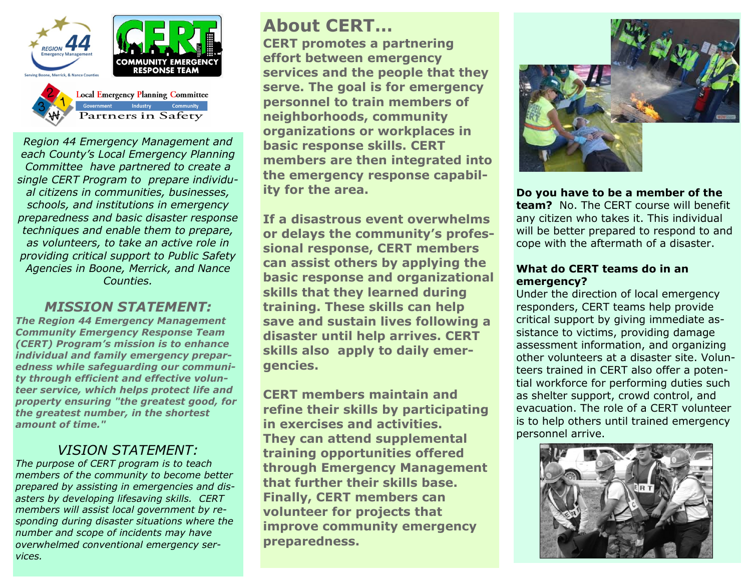Region 44 Emergency Management

Serving Boone, Merrick, & Nance Counties

CERT COMMUNITY EMERGENCY RESPONSE TEAM

Local Emergency Planning Committee

Government Industry Community

Partners in Safety

*Region 44 Emergency Management and each County's Local Emergency Planning Committee have partnered to create a single CERT Program to prepare individual citizens in communities, businesses, schools, and institutions in emergency preparedness and basic disaster response techniques and enable them to prepare, as volunteers, to take an active role in providing critical support to Public Safety Agencies in Boone, Merrick, and Nance Counties.*

## *MISSION STATEMENT:*

***The Region 44 Emergency Management Community Emergency Response Team (CERT) Program's mission is to enhance individual and family emergency preparedness while safeguarding our community through efficient and effective volunteer service, which helps protect life and property ensuring "the greatest good, for the greatest number, in the shortest amount of time."***

## *VISION STATEMENT:*

*The purpose of CERT program is to teach members of the community to become better prepared by assisting in emergencies and disasters by developing lifesaving skills. CERT members will assist local government by responding during disaster situations where the number and scope of incidents may have overwhelmed conventional emergency services.*

# About CERT…

**CERT promotes a partnering effort between emergency services and the people that they serve. The goal is for emergency personnel to train members of neighborhoods, community organizations or workplaces in basic response skills. CERT members are then integrated into the emergency response capability for the area.**

**If a disastrous event overwhelms or delays the community's professional response, CERT members can assist others by applying the basic response and organizational skills that they learned during training. These skills can help save and sustain lives following a disaster until help arrives. CERT skills also apply to daily emergencies.**

**CERT members maintain and refine their skills by participating in exercises and activities. They can attend supplemental training opportunities offered through Emergency Management that further their skills base. Finally, CERT members can volunteer for projects that improve community emergency preparedness.**

**Do you have to be a member of the team?** No. The CERT course will benefit any citizen who takes it. This individual will be better prepared to respond to and cope with the aftermath of a disaster.

**What do CERT teams do in an emergency?**

Under the direction of local emergency responders, CERT teams help provide critical support by giving immediate assistance to victims, providing damage assessment information, and organizing other volunteers at a disaster site. Volunteers trained in CERT also offer a potential workforce for performing duties such as shelter support, crowd control, and evacuation. The role of a CERT volunteer is to help others until trained emergency personnel arrive.